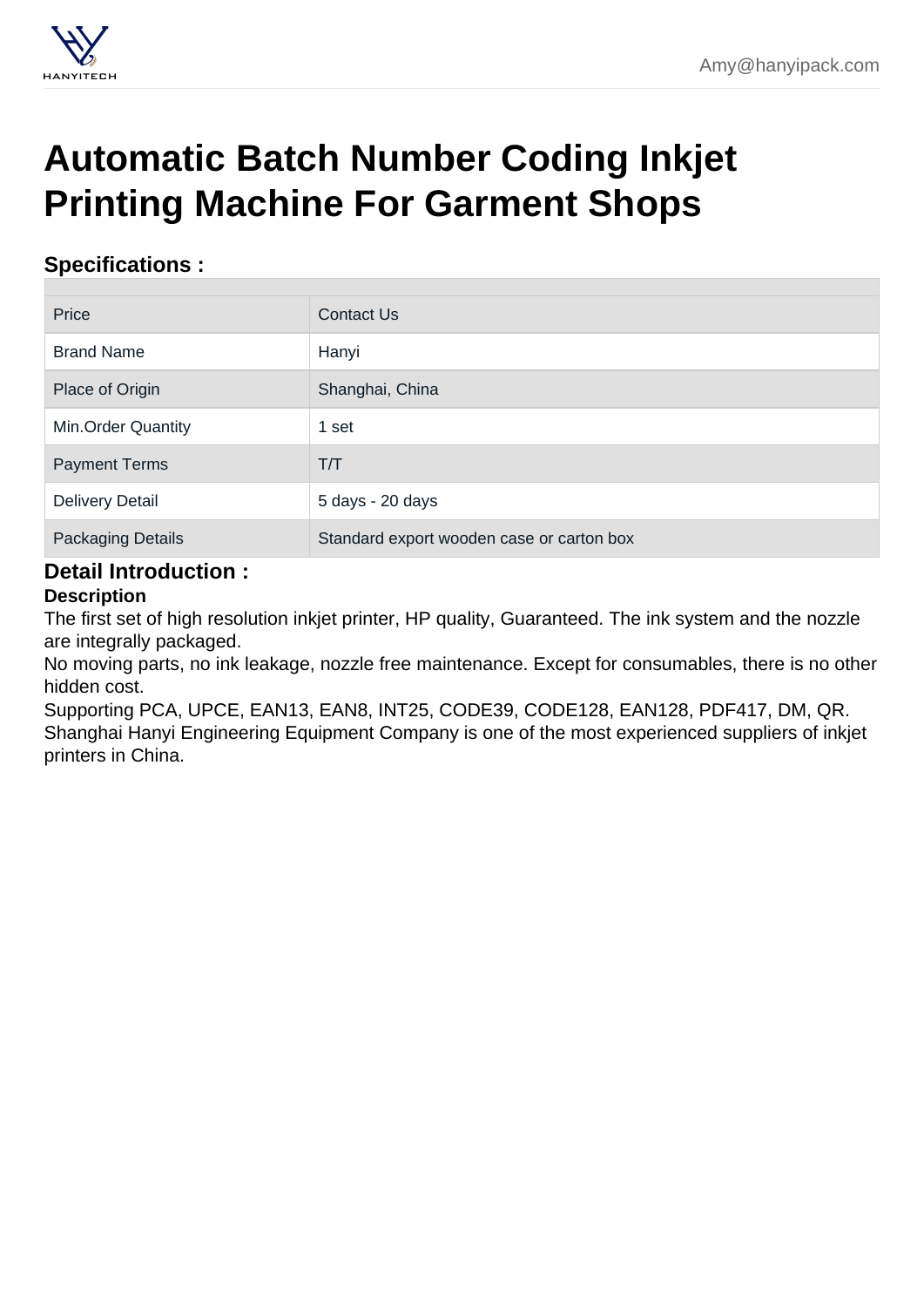# Automatic Batch Number Coding Inkjet Printing Machine For Garment Shops

## Specifications :

| | |
|---|---|
| Price | Contact Us |
| Brand Name | Hanyi |
| Place of Origin | Shanghai, China |
| Min.Order Quantity | 1 set |
| Payment Terms | T/T |
| Delivery Detail | 5 days - 20 days |
| Packaging Details | Standard export wooden case or carton box |

## Detail Introduction :

**Description**

The first set of high resolution inkjet printer, HP quality, Guaranteed. The ink system and the nozzle are integrally packaged.

No moving parts, no ink leakage, nozzle free maintenance. Except for consumables, there is no other hidden cost.

Supporting PCA, UPCE, EAN13, EAN8, INT25, CODE39, CODE128, EAN128, PDF417, DM, QR.

Shanghai Hanyi Engineering Equipment Company is one of the most experienced suppliers of inkjet printers in China.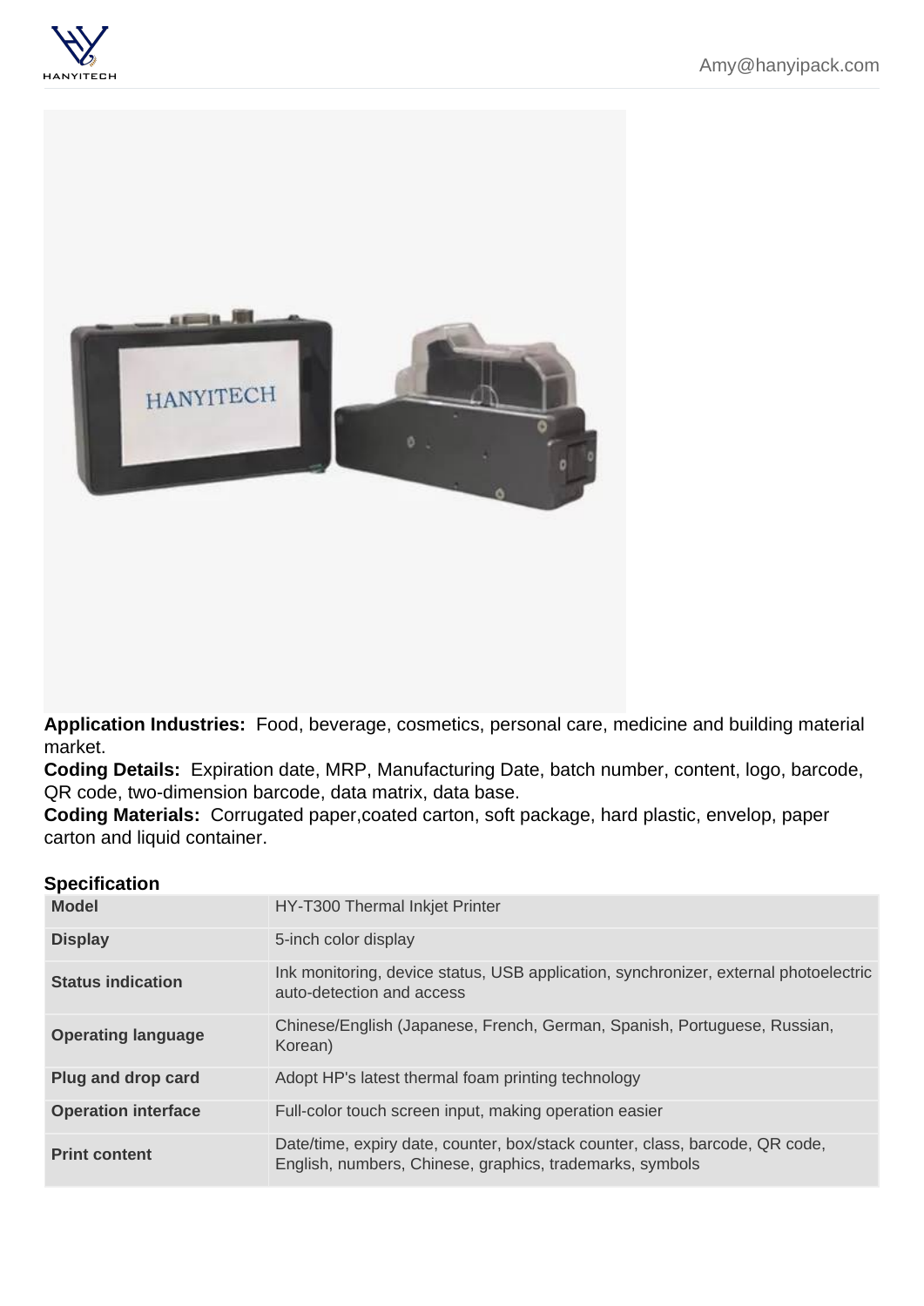**Application Industries:** Food, beverage, cosmetics, personal care, medicine and building material market.
**Coding Details:** Expiration date, MRP, Manufacturing Date, batch number, content, logo, barcode, QR code, two-dimension barcode, data matrix, data base.
**Coding Materials:** Corrugated paper,coated carton, soft package, hard plastic, envelop, paper carton and liquid container.

### Specification

| Model | HY-T300 Thermal Inkjet Printer |
|---|---|
| Display | 5-inch color display |
| Status indication | Ink monitoring, device status, USB application, synchronizer, external photoelectric auto-detection and access |
| Operating language | Chinese/English (Japanese, French, German, Spanish, Portuguese, Russian, Korean) |
| Plug and drop card | Adopt HP's latest thermal foam printing technology |
| Operation interface | Full-color touch screen input, making operation easier |
| Print content | Date/time, expiry date, counter, box/stack counter, class, barcode, QR code, English, numbers, Chinese, graphics, trademarks, symbols |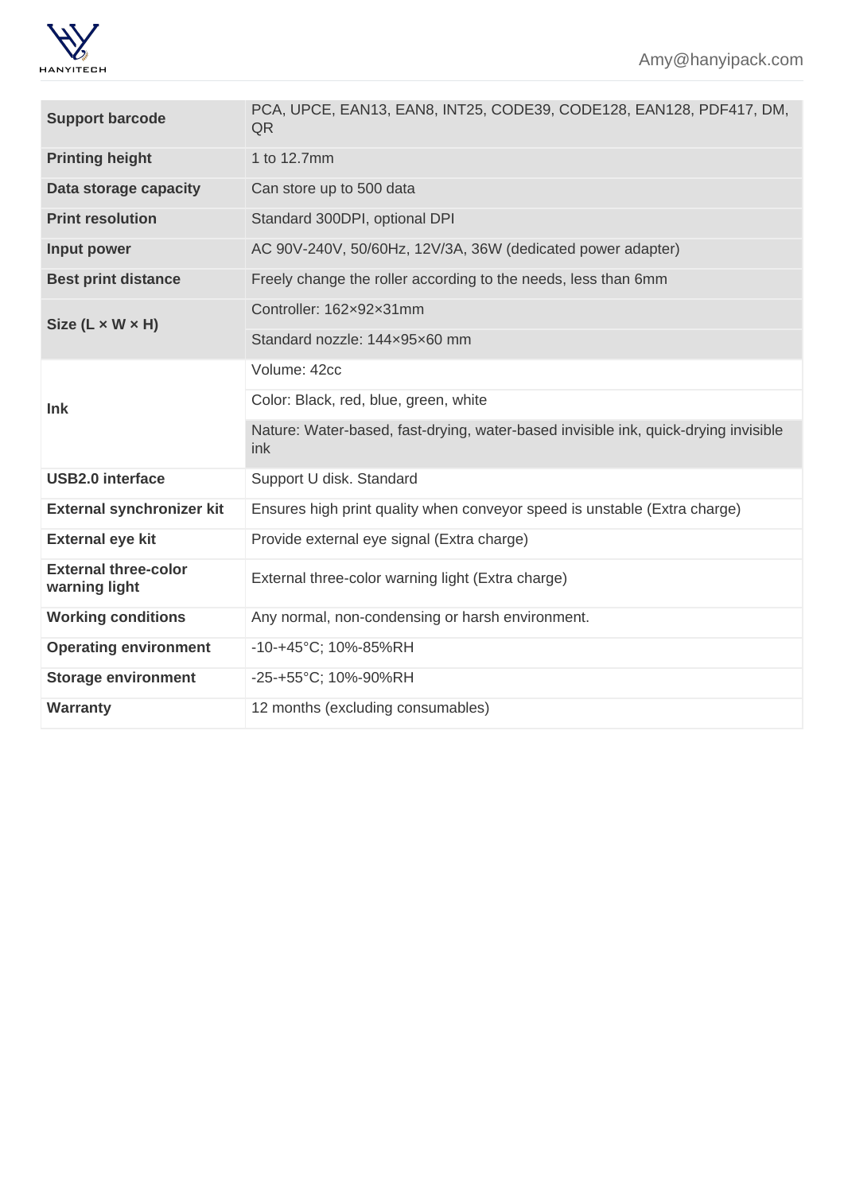| | |
|---|---|
| **Support barcode** | PCA, UPCE, EAN13, EAN8, INT25, CODE39, CODE128, EAN128, PDF417, DM, QR |
| **Printing height** | 1 to 12.7mm |
| **Data storage capacity** | Can store up to 500 data |
| **Print resolution** | Standard 300DPI, optional DPI |
| **Input power** | AC 90V-240V, 50/60Hz, 12V/3A, 36W (dedicated power adapter) |
| **Best print distance** | Freely change the roller according to the needs, less than 6mm |
| **Size (L × W × H)** | Controller: 162×92×31mm |
| | Standard nozzle: 144×95×60 mm |
| **Ink** | Volume: 42cc |
| | Color: Black, red, blue, green, white |
| | Nature: Water-based, fast-drying, water-based invisible ink, quick-drying invisible ink |
| **USB2.0 interface** | Support U disk. Standard |
| **External synchronizer kit** | Ensures high print quality when conveyor speed is unstable (Extra charge) |
| **External eye kit** | Provide external eye signal (Extra charge) |
| **External three-color warning light** | External three-color warning light (Extra charge) |
| **Working conditions** | Any normal, non-condensing or harsh environment. |
| **Operating environment** | -10-+45°C; 10%-85%RH |
| **Storage environment** | -25-+55°C; 10%-90%RH |
| **Warranty** | 12 months (excluding consumables) |